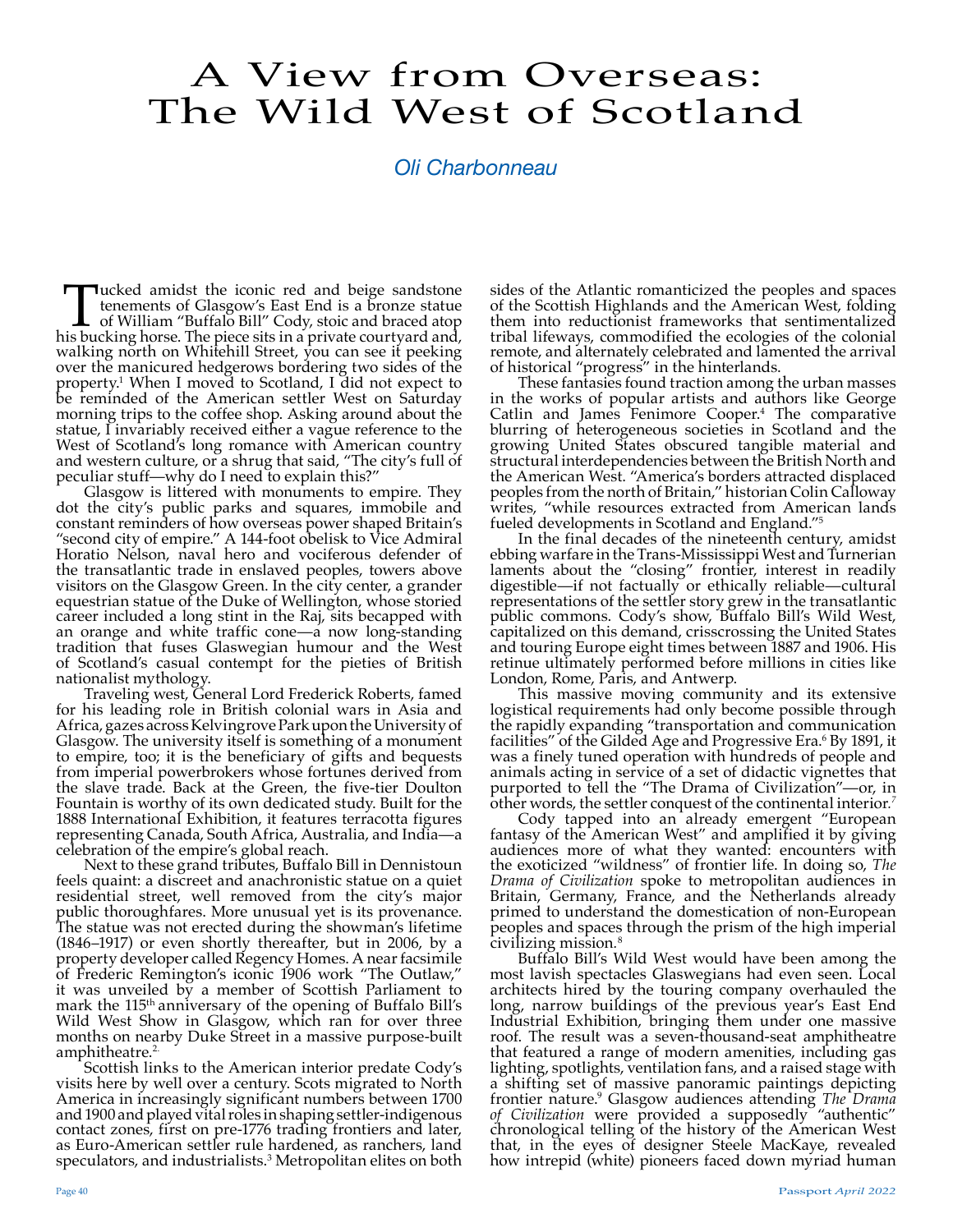# A View from Overseas: The Wild West of Scotland

*Oli Charbonneau*

Tucked amidst the iconic red and beige sandstone tenements of Glasgow's East End is a bronze statue of William "Buffalo Bill" Cody, stoic and braced atop his bucking horse. The piece sits in a private courtyard and, walking north on Whitehill Street, you can see it peeking over the manicured hedgerows bordering two sides of the property.[1] When I moved to Scotland, I did not expect to be reminded of the American settler West on Saturday morning trips to the coffee shop. Asking around about the statue, I invariably received either a vague reference to the West of Scotland's long romance with American country and western culture, or a shrug that said, "The city's full of peculiar stuff—why do I need to explain this?"

Glasgow is littered with monuments to empire. They dot the city's public parks and squares, immobile and constant reminders of how overseas power shaped Britain's "second city of empire." A 144-foot obelisk to Vice Admiral Horatio Nelson, naval hero and vociferous defender of the transatlantic trade in enslaved peoples, towers above visitors on the Glasgow Green. In the city center, a grander equestrian statue of the Duke of Wellington, whose storied career included a long stint in the Raj, sits becapped with an orange and white traffic cone—a now long-standing tradition that fuses Glaswegian humour and the West of Scotland's casual contempt for the pieties of British nationalist mythology.

Traveling west, General Lord Frederick Roberts, famed for his leading role in British colonial wars in Asia and Africa, gazes across Kelvingrove Park upon the University of Glasgow. The university itself is something of a monument to empire, too; it is the beneficiary of gifts and bequests from imperial powerbrokers whose fortunes derived from the slave trade. Back at the Green, the five-tier Doulton Fountain is worthy of its own dedicated study. Built for the 1888 International Exhibition, it features terracotta figures representing Canada, South Africa, Australia, and India—a celebration of the empire's global reach.

Next to these grand tributes, Buffalo Bill in Dennistoun feels quaint: a discreet and anachronistic statue on a quiet residential street, well removed from the city's major public thoroughfares. More unusual yet is its provenance. The statue was not erected during the showman's lifetime (1846–1917) or even shortly thereafter, but in 2006, by a property developer called Regency Homes. A near facsimile of Frederic Remington's iconic 1906 work "The Outlaw," it was unveiled by a member of Scottish Parliament to mark the 115th anniversary of the opening of Buffalo Bill's Wild West Show in Glasgow, which ran for over three months on nearby Duke Street in a massive purpose-built amphitheatre.[2]

Scottish links to the American interior predate Cody's visits here by well over a century. Scots migrated to North America in increasingly significant numbers between 1700 and 1900 and played vital roles in shaping settler-indigenous contact zones, first on pre-1776 trading frontiers and later, as Euro-American settler rule hardened, as ranchers, land speculators, and industrialists.[3] Metropolitan elites on both sides of the Atlantic romanticized the peoples and spaces of the Scottish Highlands and the American West, folding them into reductionist frameworks that sentimentalized tribal lifeways, commodified the ecologies of the colonial remote, and alternately celebrated and lamented the arrival of historical "progress" in the hinterlands.

These fantasies found traction among the urban masses in the works of popular artists and authors like George Catlin and James Fenimore Cooper.[4] The comparative blurring of heterogeneous societies in Scotland and the growing United States obscured tangible material and structural interdependencies between the British North and the American West. "America's borders attracted displaced peoples from the north of Britain," historian Colin Calloway writes, "while resources extracted from American lands fueled developments in Scotland and England."[5]

In the final decades of the nineteenth century, amidst ebbing warfare in the Trans-Mississippi West and Turnerian laments about the "closing" frontier, interest in readily digestible—if not factually or ethically reliable—cultural representations of the settler story grew in the transatlantic public commons. Cody's show, Buffalo Bill's Wild West, capitalized on this demand, crisscrossing the United States and touring Europe eight times between 1887 and 1906. His retinue ultimately performed before millions in cities like London, Rome, Paris, and Antwerp.

This massive moving community and its extensive logistical requirements had only become possible through the rapidly expanding "transportation and communication facilities" of the Gilded Age and Progressive Era.[6] By 1891, it was a finely tuned operation with hundreds of people and animals acting in service of a set of didactic vignettes that purported to tell the "The Drama of Civilization"—or, in other words, the settler conquest of the continental interior.[7]

Cody tapped into an already emergent "European fantasy of the American West" and amplified it by giving audiences more of what they wanted: encounters with the exoticized "wildness" of frontier life. In doing so, *The Drama of Civilization* spoke to metropolitan audiences in Britain, Germany, France, and the Netherlands already primed to understand the domestication of non-European peoples and spaces through the prism of the high imperial civilizing mission.[8]

Buffalo Bill's Wild West would have been among the most lavish spectacles Glaswegians had even seen. Local architects hired by the touring company overhauled the long, narrow buildings of the previous year's East End Industrial Exhibition, bringing them under one massive roof. The result was a seven-thousand-seat amphitheatre that featured a range of modern amenities, including gas lighting, spotlights, ventilation fans, and a raised stage with a shifting set of massive panoramic paintings depicting frontier nature.[9] Glasgow audiences attending *The Drama of Civilization* were provided a supposedly "authentic" chronological telling of the history of the American West that, in the eyes of designer Steele MacKaye, revealed how intrepid (white) pioneers faced down myriad human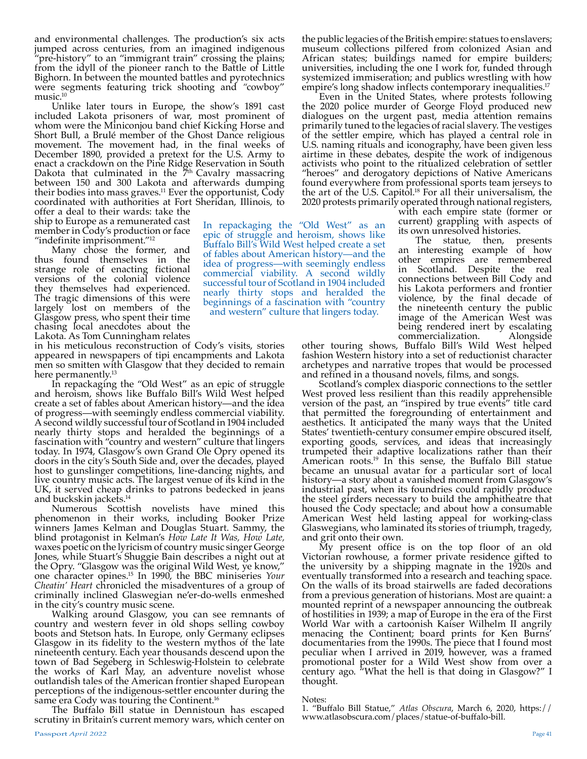and environmental challenges. The production's six acts jumped across centuries, from an imagined indigenous "pre-history" to an "immigrant train" crossing the plains; from the idyll of the pioneer ranch to the Battle of Little Bighorn. In between the mounted battles and pyrotechnics were segments featuring trick shooting and "cowboy" music.[10]

Unlike later tours in Europe, the show's 1891 cast included Lakota prisoners of war, most prominent of whom were the Miniconjou band chief Kicking Horse and Short Bull, a Brulé member of the Ghost Dance religious movement. The movement had, in the final weeks of December 1890, provided a pretext for the U.S. Army to enact a crackdown on the Pine Ridge Reservation in South Dakota that culminated in the 7th Cavalry massacring between 150 and 300 Lakota and afterwards dumping their bodies into mass graves.[11] Ever the opportunist, Cody coordinated with authorities at Fort Sheridan, Illinois, to offer a deal to their wards: take the ship to Europe as a remunerated cast member in Cody's production or face "indefinite imprisonment."[12]

Many chose the former, and thus found themselves in the strange role of enacting fictional versions of the colonial violence they themselves had experienced. The tragic dimensions of this were largely lost on members of the Glasgow press, who spent their time chasing local anecdotes about the Lakota. As Tom Cunningham relates in his meticulous reconstruction of Cody's visits, stories appeared in newspapers of tipi encampments and Lakota men so smitten with Glasgow that they decided to remain here permanently.[13]

In repackaging the "Old West" as an epic of struggle and heroism, shows like Buffalo Bill's Wild West helped create a set of fables about American history—and the idea of progress—with seemingly endless commercial viability. A second wildly successful tour of Scotland in 1904 included nearly thirty stops and heralded the beginnings of a fascination with "country and western" culture that lingers today. In 1974, Glasgow's own Grand Ole Opry opened its doors in the city's South Side and, over the decades, played host to gunslinger competitions, line-dancing nights, and live country music acts. The largest venue of its kind in the UK, it served cheap drinks to patrons bedecked in jeans and buckskin jackets.[14]

Numerous Scottish novelists have mined this phenomenon in their works, including Booker Prize winners James Kelman and Douglas Stuart. Sammy, the blind protagonist in Kelman's *How Late It Was, How Late,* waxes poetic on the lyricism of country music singer George Jones, while Stuart's *Shuggie Bain* describes a night out at the Opry. "Glasgow was the original Wild West, ye know," one character opines.[15] In 1990, the BBC miniseries *Your Cheatin' Heart* chronicled the misadventures of a group of criminally inclined Glaswegian ne'er-do-wells enmeshed in the city's country music scene.

Walking around Glasgow, you can see remnants of country and western fever in old shops selling cowboy boots and Stetson hats. In Europe, only Germany eclipses Glasgow in its fidelity to the western mythos of the late nineteenth century. Each year thousands descend upon the town of Bad Segeberg in Schleswig-Holstein to celebrate the works of Karl May, an adventure novelist whose outlandish tales of the American frontier shaped European perceptions of the indigenous-settler encounter during the same era Cody was touring the Continent.[16]

The Buffalo Bill statue in Dennistoun has escaped scrutiny in Britain's current memory wars, which center on the public legacies of the British empire: statues to enslavers; museum collections pilfered from colonized Asian and African states; buildings named for empire builders; universities, including the one I work for, funded through systemized immiseration; and publics wrestling with how empire's long shadow inflects contemporary inequalities.[17]

Even in the United States, where protests following the 2020 police murder of George Floyd produced new dialogues on the urgent past, media attention remains primarily tuned to the legacies of racial slavery. The vestiges of the settler empire, which has played a central role in U.S. naming rituals and iconography, have been given less airtime in these debates, despite the work of indigenous activists who point to the ritualized celebration of settler "heroes" and derogatory depictions of Native Americans found everywhere from professional sports team jerseys to the art of the U.S. Capitol.[18] For all their universalism, the 2020 protests primarily operated through national registers, with each empire state (former or current) grappling with aspects of its own unresolved histories.

The statue, then, presents an interesting example of how other empires are remembered in Scotland. Despite the real connections between Bill Cody and his Lakota performers and frontier violence, by the final decade of the nineteenth century the public image of the American West was being rendered inert by escalating commercialization. Alongside other touring shows, Buffalo Bill's Wild West helped fashion Western history into a set of reductionist character archetypes and narrative tropes that would be processed and refined in a thousand novels, films, and songs.

Scotland's complex diasporic connections to the settler West proved less resilient than this readily apprehensible version of the past, an "inspired by true events" title card that permitted the foregrounding of entertainment and aesthetics. It anticipated the many ways that the United States' twentieth-century consumer empire obscured itself, exporting goods, services, and ideas that increasingly trumpeted their adaptive localizations rather than their American roots.[19] In this sense, the Buffalo Bill statue became an unusual avatar for a particular sort of local history—a story about a vanished moment from Glasgow's industrial past, when its foundries could rapidly produce the steel girders necessary to build the amphitheatre that housed the Cody spectacle; and about how a consumable American West held lasting appeal for working-class Glaswegians, who laminated its stories of triumph, tragedy, and grit onto their own.

My present office is on the top floor of an old Victorian rowhouse, a former private residence gifted to the university by a shipping magnate in the 1920s and eventually transformed into a research and teaching space. On the walls of its broad stairwells are faded decorations from a previous generation of historians. Most are quaint: a mounted reprint of a newspaper announcing the outbreak of hostilities in 1939; a map of Europe in the era of the First World War with a cartoonish Kaiser Wilhelm II angrily menacing the Continent; board prints for Ken Burns' documentaries from the 1990s. The piece that I found most peculiar when I arrived in 2019, however, was a framed promotional poster for a Wild West show from over a century ago. "What the hell is that doing in Glasgow?" I thought.

Notes:

1. "Buffalo Bill Statue," *Atlas Obscura*, March 6, 2020, https://www.atlasobscura.com/places/statue-of-buffalo-bill.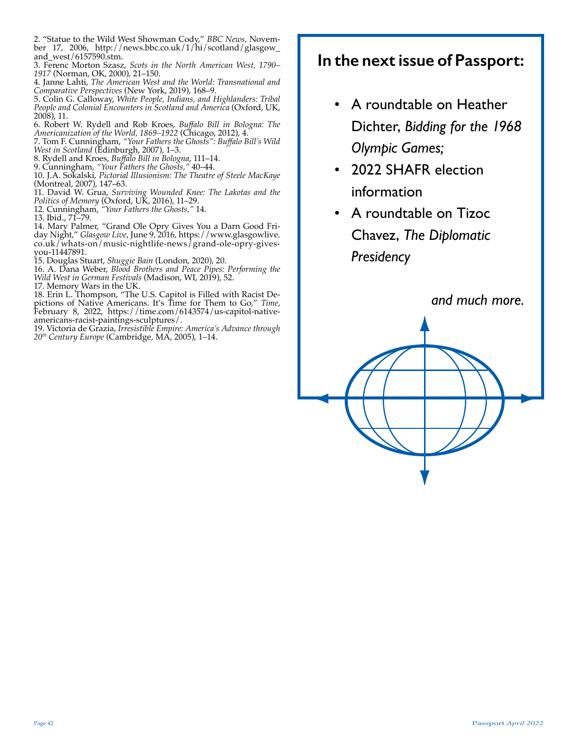2. "Statue to the Wild West Showman Cody," *BBC News*, November 17, 2006, http://news.bbc.co.uk/1/hi/scotland/glasgow_and_west/6157590.stm.
3. Ferenc Morton Szasz, *Scots in the North American West, 1790–1917* (Norman, OK, 2000), 21–150.
4. Janne Lahti, *The American West and the World: Transnational and Comparative Perspectives* (New York, 2019), 168–9.
5. Colin G. Calloway, *White People, Indians, and Highlanders: Tribal People and Colonial Encounters in Scotland and America* (Oxford, UK, 2008), 11.
6. Robert W. Rydell and Rob Kroes, *Buffalo Bill in Bologna: The Americanization of the World, 1869–1922* (Chicago, 2012), 4.
7. Tom F. Cunningham, *"Your Fathers the Ghosts": Buffalo Bill's Wild West in Scotland* (Edinburgh, 2007), 1–3.
8. Rydell and Kroes, *Buffalo Bill in Bologna*, 111–14.
9. Cunningham, *"Your Fathers the Ghosts,"* 40–44.
10. J.A. Sokalski, *Pictorial Illusionism: The Theatre of Steele MacKaye* (Montreal, 2007), 147–63.
11. David W. Grua, *Surviving Wounded Knee: The Lakotas and the Politics of Memory* (Oxford, UK, 2016), 11–29.
12. Cunningham, *"Your Fathers the Ghosts,"* 14.
13. Ibid., 71–79.
14. Mary Palmer, "Grand Ole Opry Gives You a Darn Good Friday Night," *Glasgow Live*, June 9, 2016, https://www.glasgowlive.co.uk/whats-on/music-nightlife-news/grand-ole-opry-gives-you-11447891.
15. Douglas Stuart, *Shuggie Bain* (London, 2020), 20.
16. A. Dana Weber, *Blood Brothers and Peace Pipes: Performing the Wild West in German Festivals* (Madison, WI, 2019), 52.
17. Memory Wars in the UK.
18. Erin L. Thompson, "The U.S. Capitol is Filled with Racist Depictions of Native Americans. It's Time for Them to Go," *Time*, February 8, 2022, https://time.com/6143574/us-capitol-native-americans-racist-paintings-sculptures/.
19. Victoria de Grazia, *Irresistible Empire: America's Advance through 20th Century Europe* (Cambridge, MA, 2005), 1–14.

## In the next issue of Passport:

- A roundtable on Heather Dichter, *Bidding for the 1968 Olympic Games;*
- 2022 SHAFR election information
- A roundtable on Tizoc Chavez, *The Diplomatic Presidency*

*and much more.*